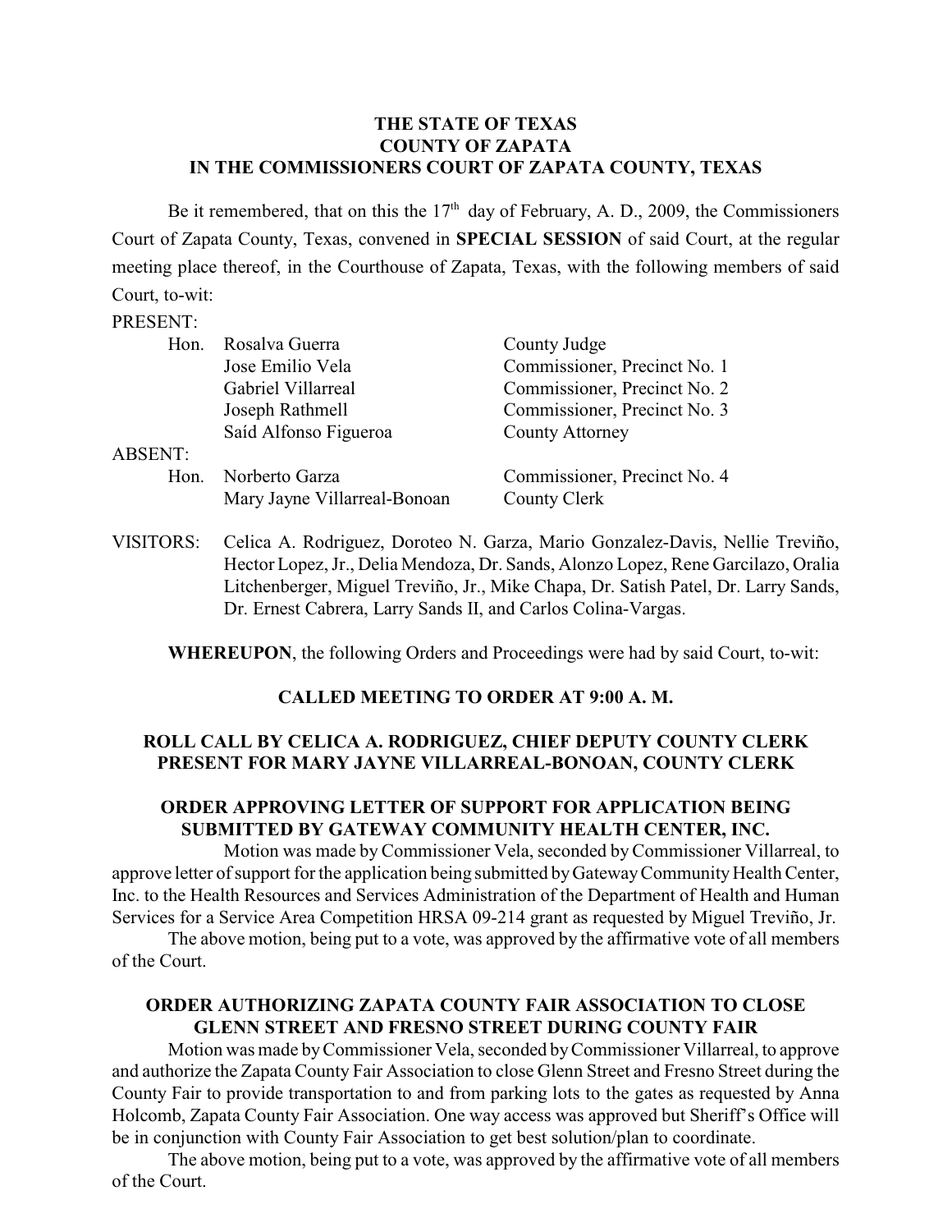**THE STATE OF TEXAS**
**COUNTY OF ZAPATA**
**IN THE COMMISSIONERS COURT OF ZAPATA COUNTY, TEXAS**

Be it remembered, that on this the 17th day of February, A. D., 2009, the Commissioners Court of Zapata County, Texas, convened in **SPECIAL SESSION** of said Court, at the regular meeting place thereof, in the Courthouse of Zapata, Texas, with the following members of said Court, to-wit:

PRESENT:

| | | |
|---|---|---|
| Hon. | Rosalva Guerra | County Judge |
| | Jose Emilio Vela | Commissioner, Precinct No. 1 |
| | Gabriel Villarreal | Commissioner, Precinct No. 2 |
| | Joseph Rathmell | Commissioner, Precinct No. 3 |
| | Saíd Alfonso Figueroa | County Attorney |

ABSENT:

| | | |
|---|---|---|
| Hon. | Norberto Garza | Commissioner, Precinct No. 4 |
| | Mary Jayne Villarreal-Bonoan | County Clerk |

VISITORS: Celica A. Rodriguez, Doroteo N. Garza, Mario Gonzalez-Davis, Nellie Treviño, Hector Lopez, Jr., Delia Mendoza, Dr. Sands, Alonzo Lopez, Rene Garcilazo, Oralia Litchenberger, Miguel Treviño, Jr., Mike Chapa, Dr. Satish Patel, Dr. Larry Sands, Dr. Ernest Cabrera, Larry Sands II, and Carlos Colina-Vargas.

**WHEREUPON**, the following Orders and Proceedings were had by said Court, to-wit:

**CALLED MEETING TO ORDER AT 9:00 A. M.**

**ROLL CALL BY CELICA A. RODRIGUEZ, CHIEF DEPUTY COUNTY CLERK PRESENT FOR MARY JAYNE VILLARREAL-BONOAN, COUNTY CLERK**

**ORDER APPROVING LETTER OF SUPPORT FOR APPLICATION BEING SUBMITTED BY GATEWAY COMMUNITY HEALTH CENTER, INC.**

Motion was made by Commissioner Vela, seconded by Commissioner Villarreal, to approve letter of support for the application being submitted by Gateway Community Health Center, Inc. to the Health Resources and Services Administration of the Department of Health and Human Services for a Service Area Competition HRSA 09-214 grant as requested by Miguel Treviño, Jr.

The above motion, being put to a vote, was approved by the affirmative vote of all members of the Court.

**ORDER AUTHORIZING ZAPATA COUNTY FAIR ASSOCIATION TO CLOSE GLENN STREET AND FRESNO STREET DURING COUNTY FAIR**

Motion was made by Commissioner Vela, seconded by Commissioner Villarreal, to approve and authorize the Zapata County Fair Association to close Glenn Street and Fresno Street during the County Fair to provide transportation to and from parking lots to the gates as requested by Anna Holcomb, Zapata County Fair Association. One way access was approved but Sheriff's Office will be in conjunction with County Fair Association to get best solution/plan to coordinate.

The above motion, being put to a vote, was approved by the affirmative vote of all members of the Court.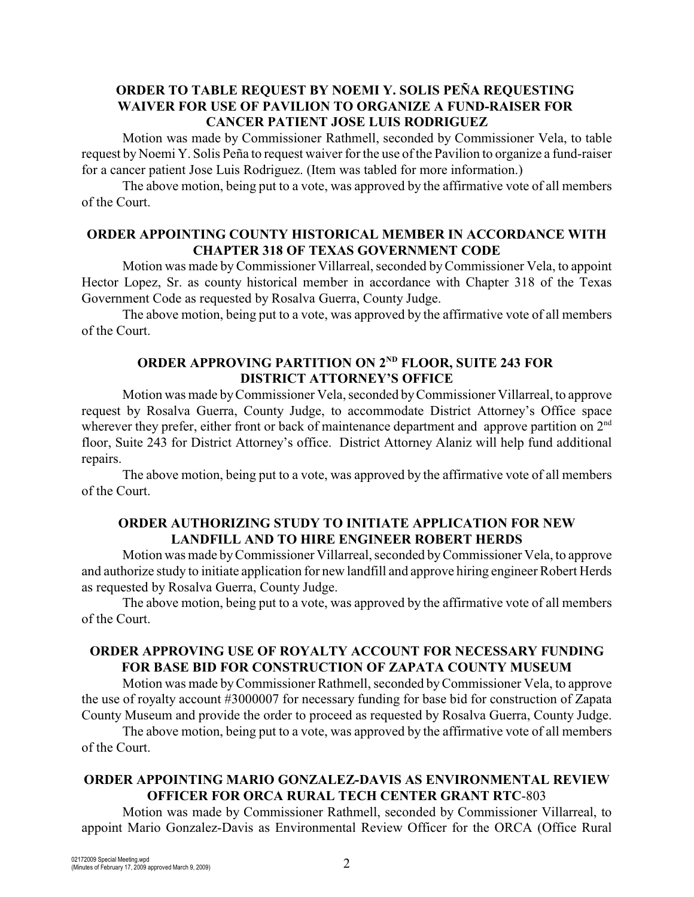### ORDER TO TABLE REQUEST BY NOEMI Y. SOLIS PEÑA REQUESTING WAIVER FOR USE OF PAVILION TO ORGANIZE A FUND-RAISER FOR CANCER PATIENT JOSE LUIS RODRIGUEZ

Motion was made by Commissioner Rathmell, seconded by Commissioner Vela, to table request by Noemi Y. Solis Peña to request waiver for the use of the Pavilion to organize a fund-raiser for a cancer patient Jose Luis Rodriguez. (Item was tabled for more information.)

The above motion, being put to a vote, was approved by the affirmative vote of all members of the Court.

### ORDER APPOINTING COUNTY HISTORICAL MEMBER IN ACCORDANCE WITH CHAPTER 318 OF TEXAS GOVERNMENT CODE

Motion was made by Commissioner Villarreal, seconded by Commissioner Vela, to appoint Hector Lopez, Sr. as county historical member in accordance with Chapter 318 of the Texas Government Code as requested by Rosalva Guerra, County Judge.

The above motion, being put to a vote, was approved by the affirmative vote of all members of the Court.

### ORDER APPROVING PARTITION ON 2ND FLOOR, SUITE 243 FOR DISTRICT ATTORNEY'S OFFICE

Motion was made by Commissioner Vela, seconded by Commissioner Villarreal, to approve request by Rosalva Guerra, County Judge, to accommodate District Attorney's Office space wherever they prefer, either front or back of maintenance department and approve partition on 2nd floor, Suite 243 for District Attorney's office. District Attorney Alaniz will help fund additional repairs.

The above motion, being put to a vote, was approved by the affirmative vote of all members of the Court.

### ORDER AUTHORIZING STUDY TO INITIATE APPLICATION FOR NEW LANDFILL AND TO HIRE ENGINEER ROBERT HERDS

Motion was made by Commissioner Villarreal, seconded by Commissioner Vela, to approve and authorize study to initiate application for new landfill and approve hiring engineer Robert Herds as requested by Rosalva Guerra, County Judge.

The above motion, being put to a vote, was approved by the affirmative vote of all members of the Court.

### ORDER APPROVING USE OF ROYALTY ACCOUNT FOR NECESSARY FUNDING FOR BASE BID FOR CONSTRUCTION OF ZAPATA COUNTY MUSEUM

Motion was made by Commissioner Rathmell, seconded by Commissioner Vela, to approve the use of royalty account #3000007 for necessary funding for base bid for construction of Zapata County Museum and provide the order to proceed as requested by Rosalva Guerra, County Judge.

The above motion, being put to a vote, was approved by the affirmative vote of all members of the Court.

### ORDER APPOINTING MARIO GONZALEZ-DAVIS AS ENVIRONMENTAL REVIEW OFFICER FOR ORCA RURAL TECH CENTER GRANT RTC-803

Motion was made by Commissioner Rathmell, seconded by Commissioner Villarreal, to appoint Mario Gonzalez-Davis as Environmental Review Officer for the ORCA (Office Rural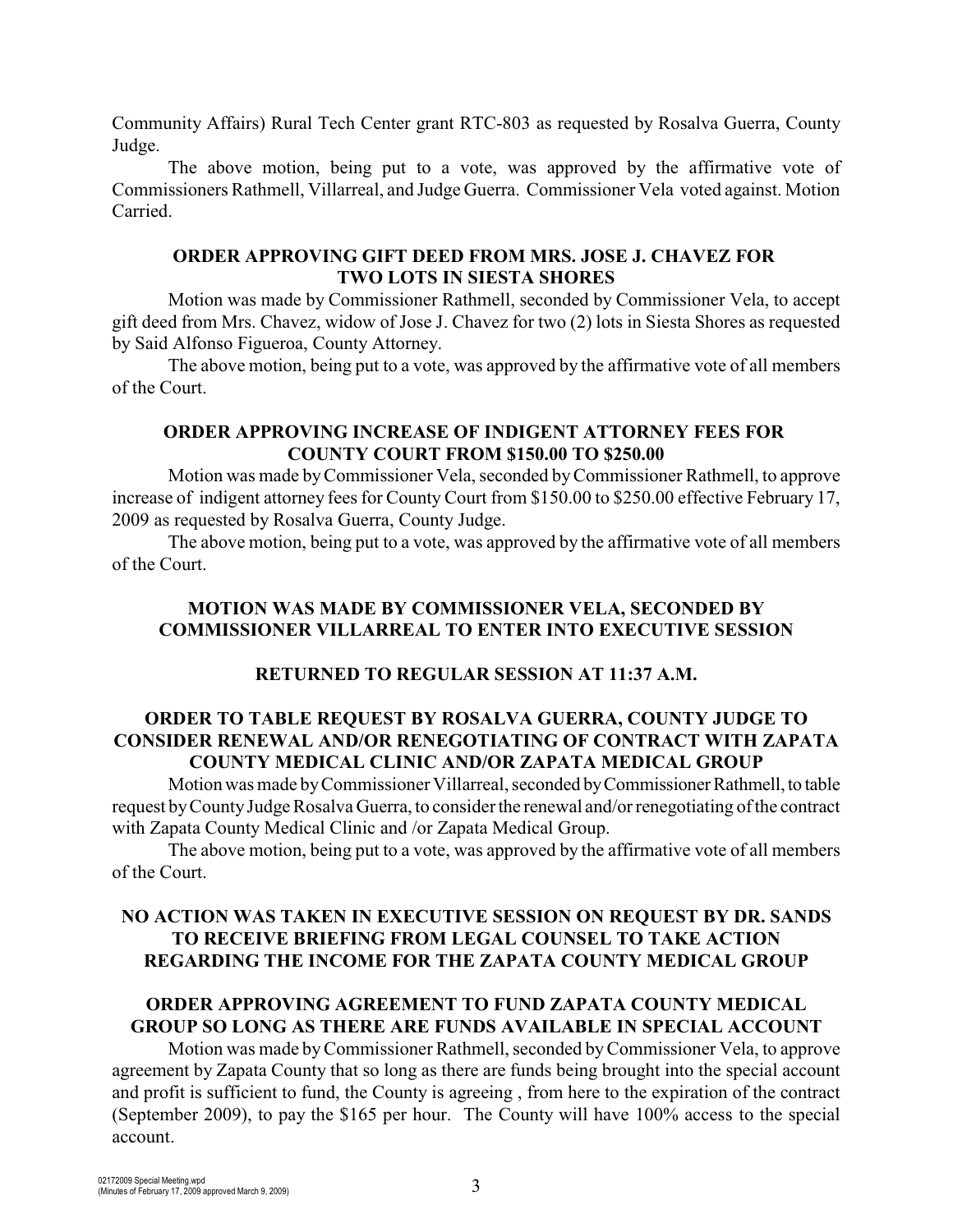Community Affairs) Rural Tech Center grant RTC-803 as requested by Rosalva Guerra, County Judge.

The above motion, being put to a vote, was approved by the affirmative vote of Commissioners Rathmell, Villarreal, and Judge Guerra. Commissioner Vela voted against. Motion Carried.

**ORDER APPROVING GIFT DEED FROM MRS. JOSE J. CHAVEZ FOR TWO LOTS IN SIESTA SHORES**

Motion was made by Commissioner Rathmell, seconded by Commissioner Vela, to accept gift deed from Mrs. Chavez, widow of Jose J. Chavez for two (2) lots in Siesta Shores as requested by Said Alfonso Figueroa, County Attorney.

The above motion, being put to a vote, was approved by the affirmative vote of all members of the Court.

**ORDER APPROVING INCREASE OF INDIGENT ATTORNEY FEES FOR COUNTY COURT FROM $150.00 TO $250.00**

Motion was made by Commissioner Vela, seconded by Commissioner Rathmell, to approve increase of indigent attorney fees for County Court from $150.00 to $250.00 effective February 17, 2009 as requested by Rosalva Guerra, County Judge.

The above motion, being put to a vote, was approved by the affirmative vote of all members of the Court.

**MOTION WAS MADE BY COMMISSIONER VELA, SECONDED BY COMMISSIONER VILLARREAL TO ENTER INTO EXECUTIVE SESSION**

**RETURNED TO REGULAR SESSION AT 11:37 A.M.**

**ORDER TO TABLE REQUEST BY ROSALVA GUERRA, COUNTY JUDGE TO CONSIDER RENEWAL AND/OR RENEGOTIATING OF CONTRACT WITH ZAPATA COUNTY MEDICAL CLINIC AND/OR ZAPATA MEDICAL GROUP**

Motion was made by Commissioner Villarreal, seconded by Commissioner Rathmell, to table request by County Judge Rosalva Guerra, to consider the renewal and/or renegotiating of the contract with Zapata County Medical Clinic and /or Zapata Medical Group.

The above motion, being put to a vote, was approved by the affirmative vote of all members of the Court.

**NO ACTION WAS TAKEN IN EXECUTIVE SESSION ON REQUEST BY DR. SANDS TO RECEIVE BRIEFING FROM LEGAL COUNSEL TO TAKE ACTION REGARDING THE INCOME FOR THE ZAPATA COUNTY MEDICAL GROUP**

**ORDER APPROVING AGREEMENT TO FUND ZAPATA COUNTY MEDICAL GROUP SO LONG AS THERE ARE FUNDS AVAILABLE IN SPECIAL ACCOUNT**

Motion was made by Commissioner Rathmell, seconded by Commissioner Vela, to approve agreement by Zapata County that so long as there are funds being brought into the special account and profit is sufficient to fund, the County is agreeing , from here to the expiration of the contract (September 2009), to pay the $165 per hour. The County will have 100% access to the special account.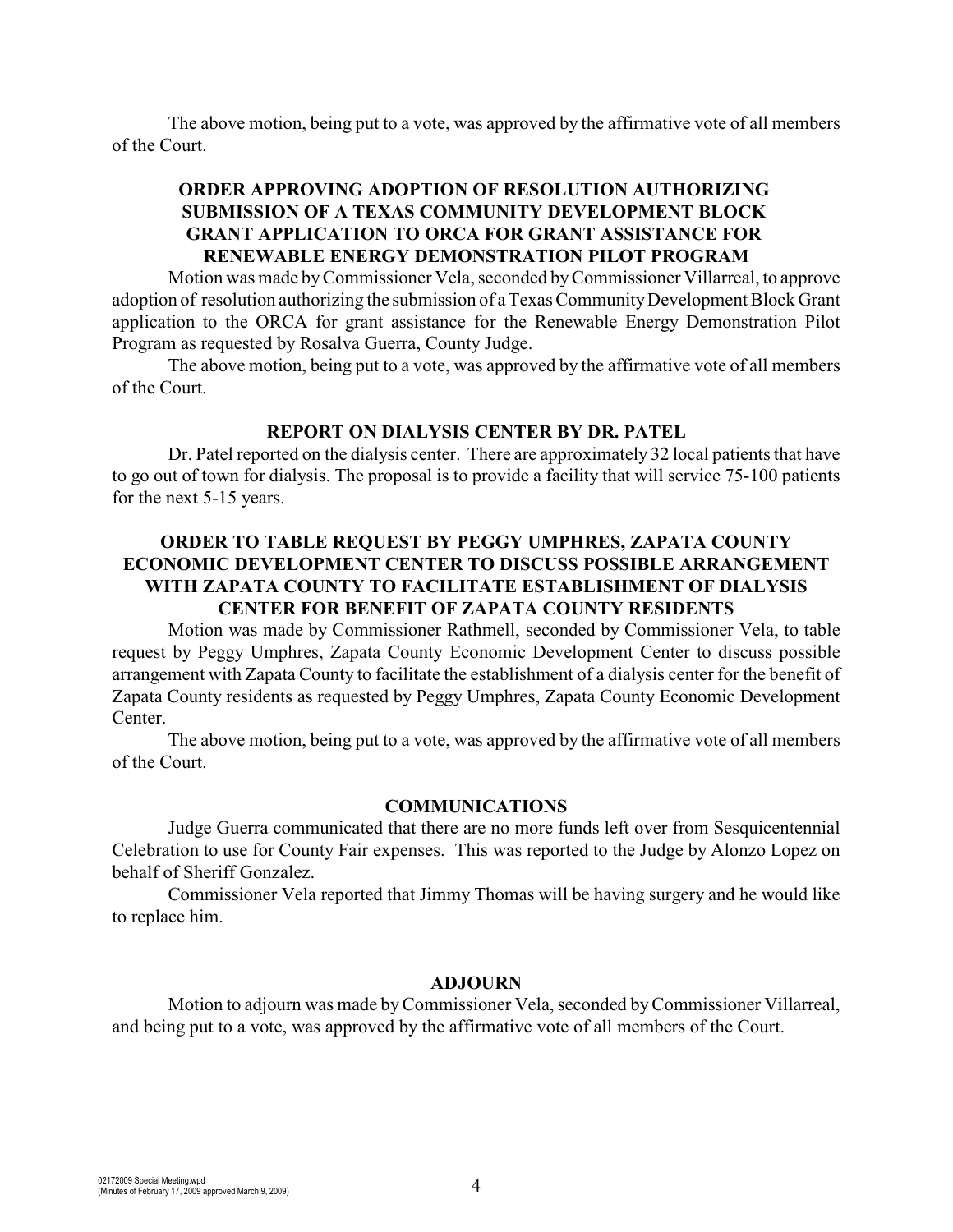The above motion, being put to a vote, was approved by the affirmative vote of all members of the Court.

**ORDER APPROVING ADOPTION OF RESOLUTION AUTHORIZING SUBMISSION OF A TEXAS COMMUNITY DEVELOPMENT BLOCK GRANT APPLICATION TO ORCA FOR GRANT ASSISTANCE FOR RENEWABLE ENERGY DEMONSTRATION PILOT PROGRAM**

Motion was made by Commissioner Vela, seconded by Commissioner Villarreal, to approve adoption of resolution authorizing the submission of a Texas Community Development Block Grant application to the ORCA for grant assistance for the Renewable Energy Demonstration Pilot Program as requested by Rosalva Guerra, County Judge.

The above motion, being put to a vote, was approved by the affirmative vote of all members of the Court.

**REPORT ON DIALYSIS CENTER BY DR. PATEL**

Dr. Patel reported on the dialysis center. There are approximately 32 local patients that have to go out of town for dialysis. The proposal is to provide a facility that will service 75-100 patients for the next 5-15 years.

**ORDER TO TABLE REQUEST BY PEGGY UMPHRES, ZAPATA COUNTY ECONOMIC DEVELOPMENT CENTER TO DISCUSS POSSIBLE ARRANGEMENT WITH ZAPATA COUNTY TO FACILITATE ESTABLISHMENT OF DIALYSIS CENTER FOR BENEFIT OF ZAPATA COUNTY RESIDENTS**

Motion was made by Commissioner Rathmell, seconded by Commissioner Vela, to table request by Peggy Umphres, Zapata County Economic Development Center to discuss possible arrangement with Zapata County to facilitate the establishment of a dialysis center for the benefit of Zapata County residents as requested by Peggy Umphres, Zapata County Economic Development Center.

The above motion, being put to a vote, was approved by the affirmative vote of all members of the Court.

**COMMUNICATIONS**

Judge Guerra communicated that there are no more funds left over from Sesquicentennial Celebration to use for County Fair expenses. This was reported to the Judge by Alonzo Lopez on behalf of Sheriff Gonzalez.

Commissioner Vela reported that Jimmy Thomas will be having surgery and he would like to replace him.

**ADJOURN**

Motion to adjourn was made by Commissioner Vela, seconded by Commissioner Villarreal, and being put to a vote, was approved by the affirmative vote of all members of the Court.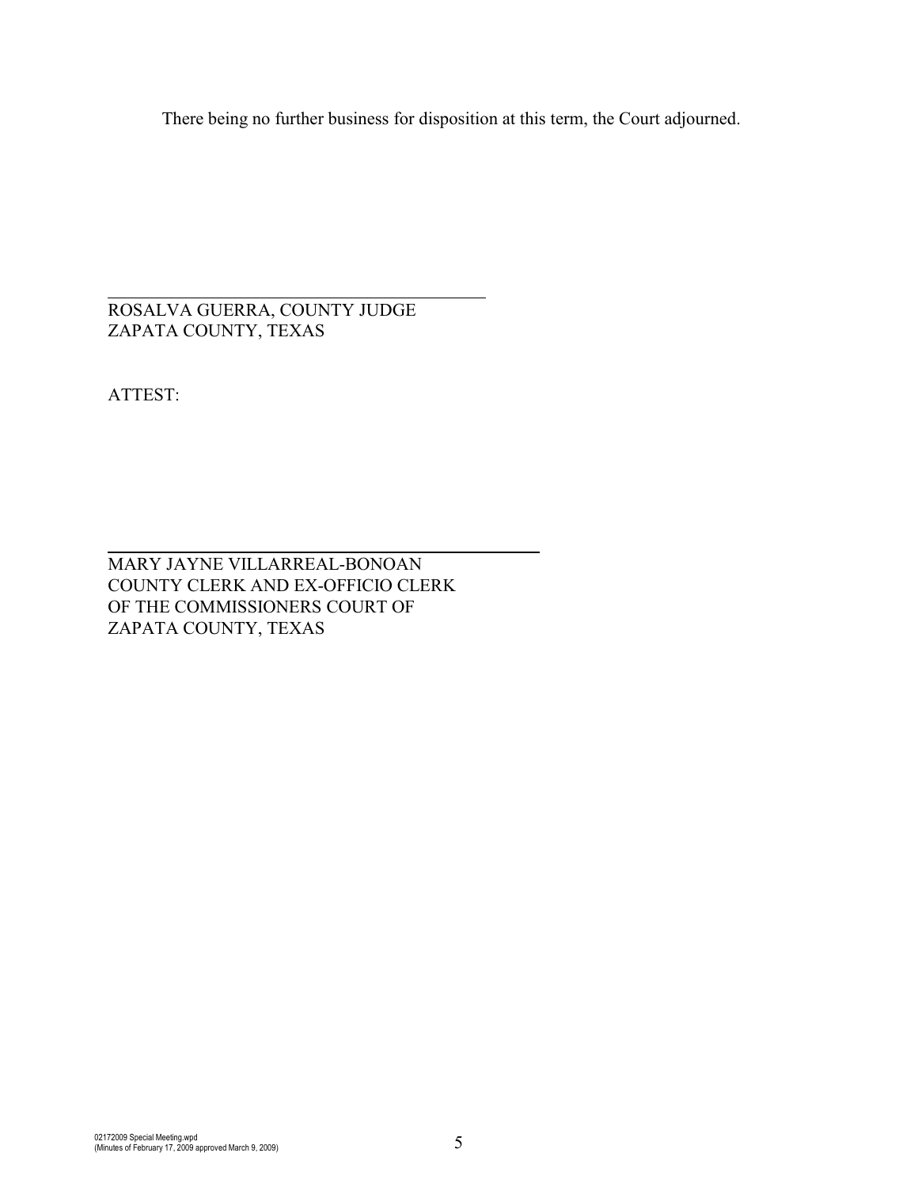There being no further business for disposition at this term, the Court adjourned.

\_\_\_\_\_\_\_\_\_\_\_\_\_\_\_\_\_\_\_\_\_\_\_\_\_\_\_\_\_\_\_\_\_\_\_\_\_\_\_\_

ROSALVA GUERRA, COUNTY JUDGE
ZAPATA COUNTY, TEXAS

ATTEST:

\_\_\_\_\_\_\_\_\_\_\_\_\_\_\_\_\_\_\_\_\_\_\_\_\_\_\_\_\_\_\_\_\_\_\_\_\_\_\_\_\_\_\_\_\_\_

MARY JAYNE VILLARREAL-BONOAN
COUNTY CLERK AND EX-OFFICIO CLERK
OF THE COMMISSIONERS COURT OF
ZAPATA COUNTY, TEXAS

02172009 Special Meeting.wpd
(Minutes of February 17, 2009 approved March 9, 2009)